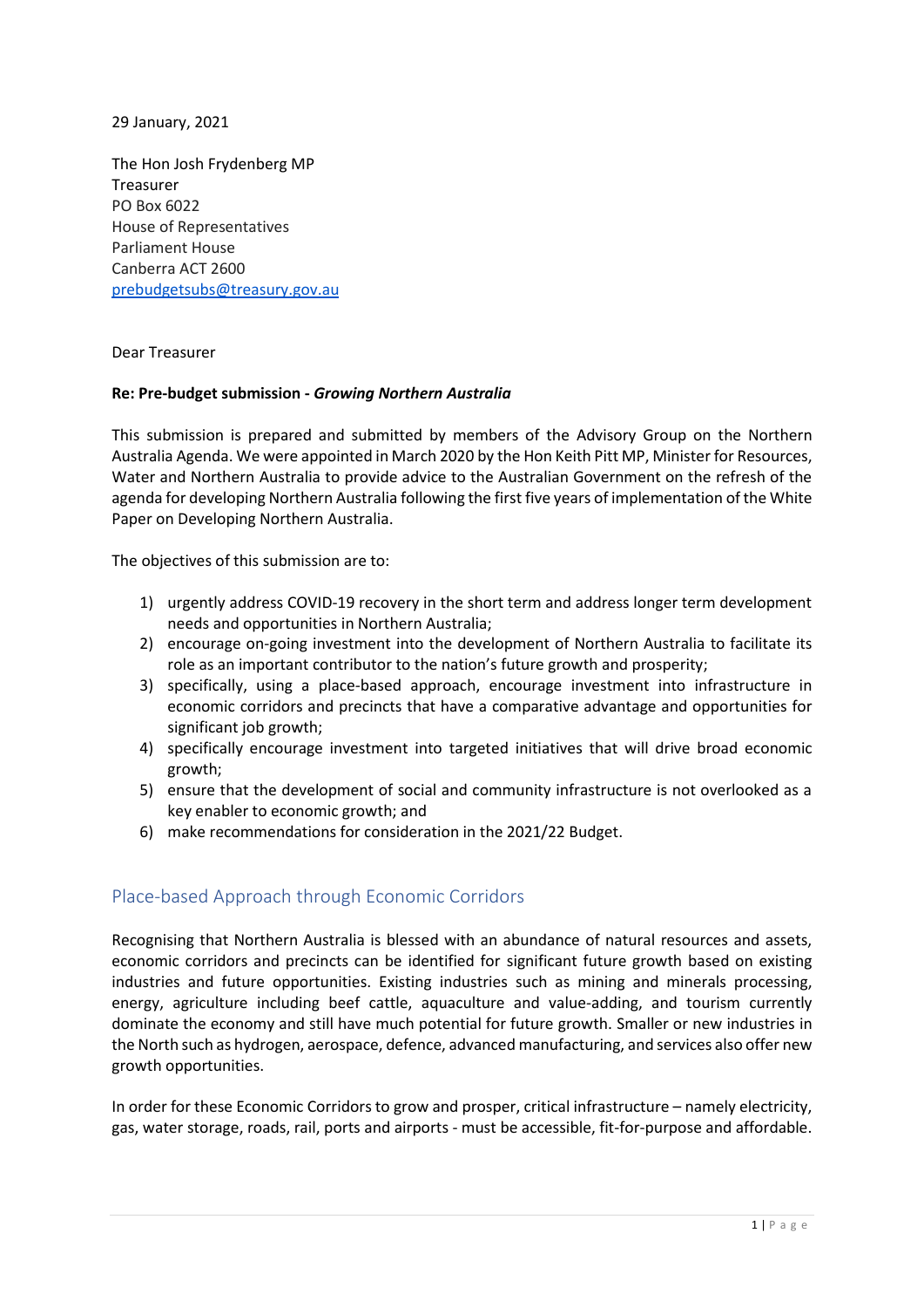29 January, 2021

The Hon Josh Frydenberg MP
Treasurer
PO Box 6022
House of Representatives
Parliament House
Canberra ACT 2600
prebudgetsubs@treasury.gov.au

Dear Treasurer

**Re: Pre-budget submission - *Growing Northern Australia***

This submission is prepared and submitted by members of the Advisory Group on the Northern Australia Agenda. We were appointed in March 2020 by the Hon Keith Pitt MP, Minister for Resources, Water and Northern Australia to provide advice to the Australian Government on the refresh of the agenda for developing Northern Australia following the first five years of implementation of the White Paper on Developing Northern Australia.

The objectives of this submission are to:

1) urgently address COVID-19 recovery in the short term and address longer term development needs and opportunities in Northern Australia;
2) encourage on-going investment into the development of Northern Australia to facilitate its role as an important contributor to the nation's future growth and prosperity;
3) specifically, using a place-based approach, encourage investment into infrastructure in economic corridors and precincts that have a comparative advantage and opportunities for significant job growth;
4) specifically encourage investment into targeted initiatives that will drive broad economic growth;
5) ensure that the development of social and community infrastructure is not overlooked as a key enabler to economic growth; and
6) make recommendations for consideration in the 2021/22 Budget.

## Place-based Approach through Economic Corridors

Recognising that Northern Australia is blessed with an abundance of natural resources and assets, economic corridors and precincts can be identified for significant future growth based on existing industries and future opportunities. Existing industries such as mining and minerals processing, energy, agriculture including beef cattle, aquaculture and value-adding, and tourism currently dominate the economy and still have much potential for future growth. Smaller or new industries in the North such as hydrogen, aerospace, defence, advanced manufacturing, and services also offer new growth opportunities.

In order for these Economic Corridors to grow and prosper, critical infrastructure – namely electricity, gas, water storage, roads, rail, ports and airports - must be accessible, fit-for-purpose and affordable.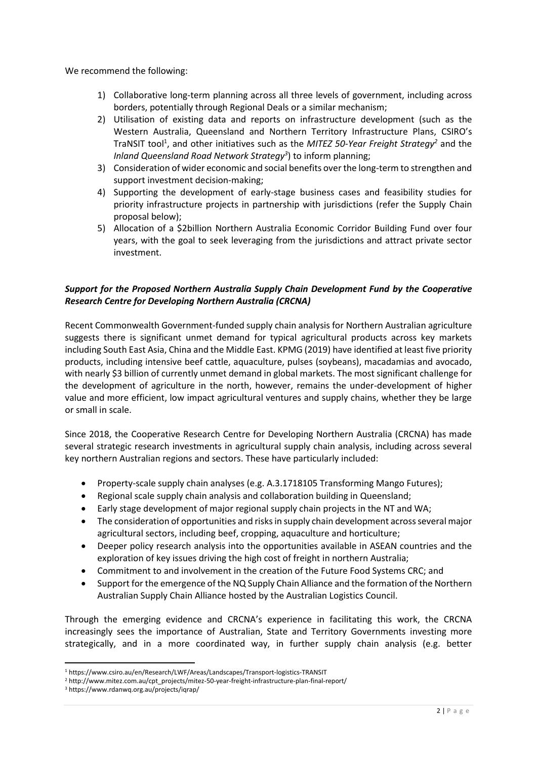We recommend the following:

1) Collaborative long-term planning across all three levels of government, including across borders, potentially through Regional Deals or a similar mechanism;
2) Utilisation of existing data and reports on infrastructure development (such as the Western Australia, Queensland and Northern Territory Infrastructure Plans, CSIRO's TraNSIT tool[1], and other initiatives such as the *MITEZ 50-Year Freight Strategy*[2] and the *Inland Queensland Road Network Strategy*[3]) to inform planning;
3) Consideration of wider economic and social benefits over the long-term to strengthen and support investment decision-making;
4) Supporting the development of early-stage business cases and feasibility studies for priority infrastructure projects in partnership with jurisdictions (refer the Supply Chain proposal below);
5) Allocation of a \$2billion Northern Australia Economic Corridor Building Fund over four years, with the goal to seek leveraging from the jurisdictions and attract private sector investment.

***Support for the Proposed Northern Australia Supply Chain Development Fund by the Cooperative Research Centre for Developing Northern Australia (CRCNA)***

Recent Commonwealth Government-funded supply chain analysis for Northern Australian agriculture suggests there is significant unmet demand for typical agricultural products across key markets including South East Asia, China and the Middle East. KPMG (2019) have identified at least five priority products, including intensive beef cattle, aquaculture, pulses (soybeans), macadamias and avocado, with nearly \$3 billion of currently unmet demand in global markets. The most significant challenge for the development of agriculture in the north, however, remains the under-development of higher value and more efficient, low impact agricultural ventures and supply chains, whether they be large or small in scale.

Since 2018, the Cooperative Research Centre for Developing Northern Australia (CRCNA) has made several strategic research investments in agricultural supply chain analysis, including across several key northern Australian regions and sectors. These have particularly included:

- Property-scale supply chain analyses (e.g. A.3.1718105 Transforming Mango Futures);
- Regional scale supply chain analysis and collaboration building in Queensland;
- Early stage development of major regional supply chain projects in the NT and WA;
- The consideration of opportunities and risks in supply chain development across several major agricultural sectors, including beef, cropping, aquaculture and horticulture;
- Deeper policy research analysis into the opportunities available in ASEAN countries and the exploration of key issues driving the high cost of freight in northern Australia;
- Commitment to and involvement in the creation of the Future Food Systems CRC; and
- Support for the emergence of the NQ Supply Chain Alliance and the formation of the Northern Australian Supply Chain Alliance hosted by the Australian Logistics Council.

Through the emerging evidence and CRCNA's experience in facilitating this work, the CRCNA increasingly sees the importance of Australian, State and Territory Governments investing more strategically, and in a more coordinated way, in further supply chain analysis (e.g. better

[1] https://www.csiro.au/en/Research/LWF/Areas/Landscapes/Transport-logistics-TRANSIT

[2] http://www.mitez.com.au/cpt_projects/mitez-50-year-freight-infrastructure-plan-final-report/

[3] https://www.rdanwq.org.au/projects/iqrap/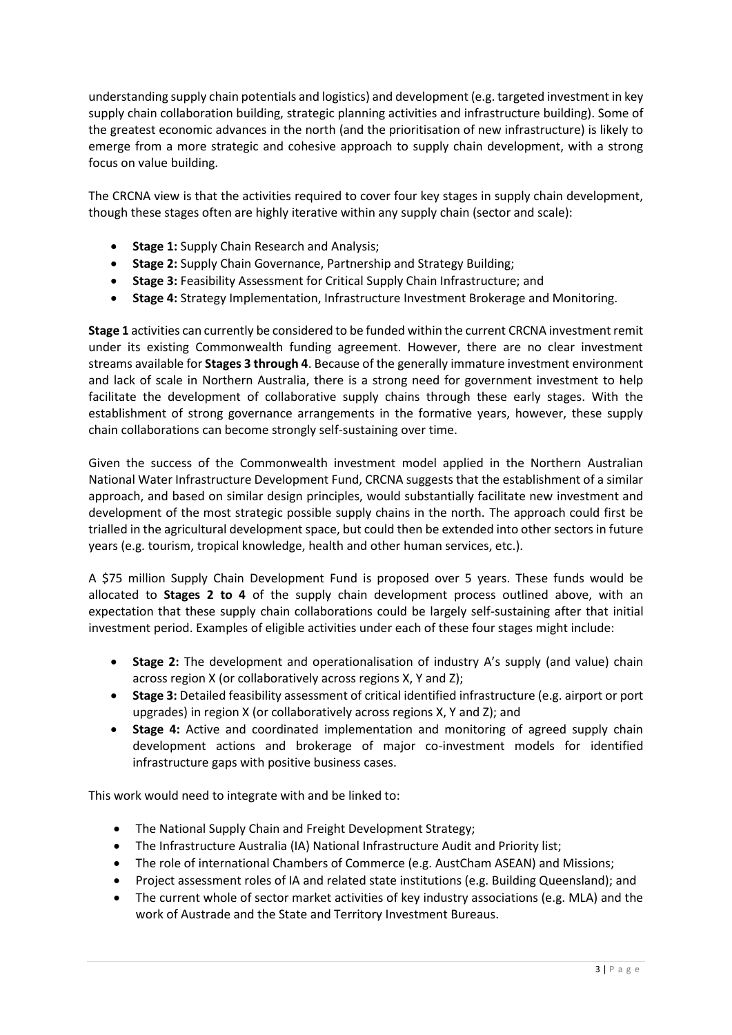understanding supply chain potentials and logistics) and development (e.g. targeted investment in key supply chain collaboration building, strategic planning activities and infrastructure building). Some of the greatest economic advances in the north (and the prioritisation of new infrastructure) is likely to emerge from a more strategic and cohesive approach to supply chain development, with a strong focus on value building.

The CRCNA view is that the activities required to cover four key stages in supply chain development, though these stages often are highly iterative within any supply chain (sector and scale):

- **Stage 1:** Supply Chain Research and Analysis;
- **Stage 2:** Supply Chain Governance, Partnership and Strategy Building;
- **Stage 3:** Feasibility Assessment for Critical Supply Chain Infrastructure; and
- **Stage 4:** Strategy Implementation, Infrastructure Investment Brokerage and Monitoring.

**Stage 1** activities can currently be considered to be funded within the current CRCNA investment remit under its existing Commonwealth funding agreement. However, there are no clear investment streams available for **Stages 3 through 4**. Because of the generally immature investment environment and lack of scale in Northern Australia, there is a strong need for government investment to help facilitate the development of collaborative supply chains through these early stages. With the establishment of strong governance arrangements in the formative years, however, these supply chain collaborations can become strongly self-sustaining over time.

Given the success of the Commonwealth investment model applied in the Northern Australian National Water Infrastructure Development Fund, CRCNA suggests that the establishment of a similar approach, and based on similar design principles, would substantially facilitate new investment and development of the most strategic possible supply chains in the north. The approach could first be trialled in the agricultural development space, but could then be extended into other sectors in future years (e.g. tourism, tropical knowledge, health and other human services, etc.).

A $75 million Supply Chain Development Fund is proposed over 5 years. These funds would be allocated to **Stages 2 to 4** of the supply chain development process outlined above, with an expectation that these supply chain collaborations could be largely self-sustaining after that initial investment period. Examples of eligible activities under each of these four stages might include:

- **Stage 2:** The development and operationalisation of industry A's supply (and value) chain across region X (or collaboratively across regions X, Y and Z);
- **Stage 3:** Detailed feasibility assessment of critical identified infrastructure (e.g. airport or port upgrades) in region X (or collaboratively across regions X, Y and Z); and
- **Stage 4:** Active and coordinated implementation and monitoring of agreed supply chain development actions and brokerage of major co-investment models for identified infrastructure gaps with positive business cases.

This work would need to integrate with and be linked to:

- The National Supply Chain and Freight Development Strategy;
- The Infrastructure Australia (IA) National Infrastructure Audit and Priority list;
- The role of international Chambers of Commerce (e.g. AustCham ASEAN) and Missions;
- Project assessment roles of IA and related state institutions (e.g. Building Queensland); and
- The current whole of sector market activities of key industry associations (e.g. MLA) and the work of Austrade and the State and Territory Investment Bureaus.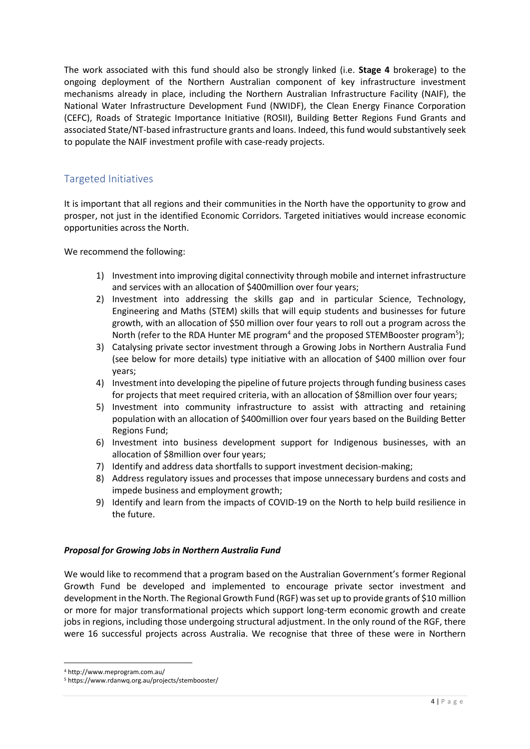The work associated with this fund should also be strongly linked (i.e. **Stage 4** brokerage) to the ongoing deployment of the Northern Australian component of key infrastructure investment mechanisms already in place, including the Northern Australian Infrastructure Facility (NAIF), the National Water Infrastructure Development Fund (NWIDF), the Clean Energy Finance Corporation (CEFC), Roads of Strategic Importance Initiative (ROSII), Building Better Regions Fund Grants and associated State/NT-based infrastructure grants and loans. Indeed, this fund would substantively seek to populate the NAIF investment profile with case-ready projects.

## Targeted Initiatives

It is important that all regions and their communities in the North have the opportunity to grow and prosper, not just in the identified Economic Corridors. Targeted initiatives would increase economic opportunities across the North.

We recommend the following:

1) Investment into improving digital connectivity through mobile and internet infrastructure and services with an allocation of $400million over four years;
2) Investment into addressing the skills gap and in particular Science, Technology, Engineering and Maths (STEM) skills that will equip students and businesses for future growth, with an allocation of $50 million over four years to roll out a program across the North (refer to the RDA Hunter ME program[4] and the proposed STEMBooster program[5]);
3) Catalysing private sector investment through a Growing Jobs in Northern Australia Fund (see below for more details) type initiative with an allocation of $400 million over four years;
4) Investment into developing the pipeline of future projects through funding business cases for projects that meet required criteria, with an allocation of $8million over four years;
5) Investment into community infrastructure to assist with attracting and retaining population with an allocation of $400million over four years based on the Building Better Regions Fund;
6) Investment into business development support for Indigenous businesses, with an allocation of $8million over four years;
7) Identify and address data shortfalls to support investment decision-making;
8) Address regulatory issues and processes that impose unnecessary burdens and costs and impede business and employment growth;
9) Identify and learn from the impacts of COVID-19 on the North to help build resilience in the future.

***Proposal for Growing Jobs in Northern Australia Fund***

We would like to recommend that a program based on the Australian Government's former Regional Growth Fund be developed and implemented to encourage private sector investment and development in the North. The Regional Growth Fund (RGF) was set up to provide grants of $10 million or more for major transformational projects which support long-term economic growth and create jobs in regions, including those undergoing structural adjustment. In the only round of the RGF, there were 16 successful projects across Australia. We recognise that three of these were in Northern

---

[4] http://www.meprogram.com.au/

[5] https://www.rdanwq.org.au/projects/stembooster/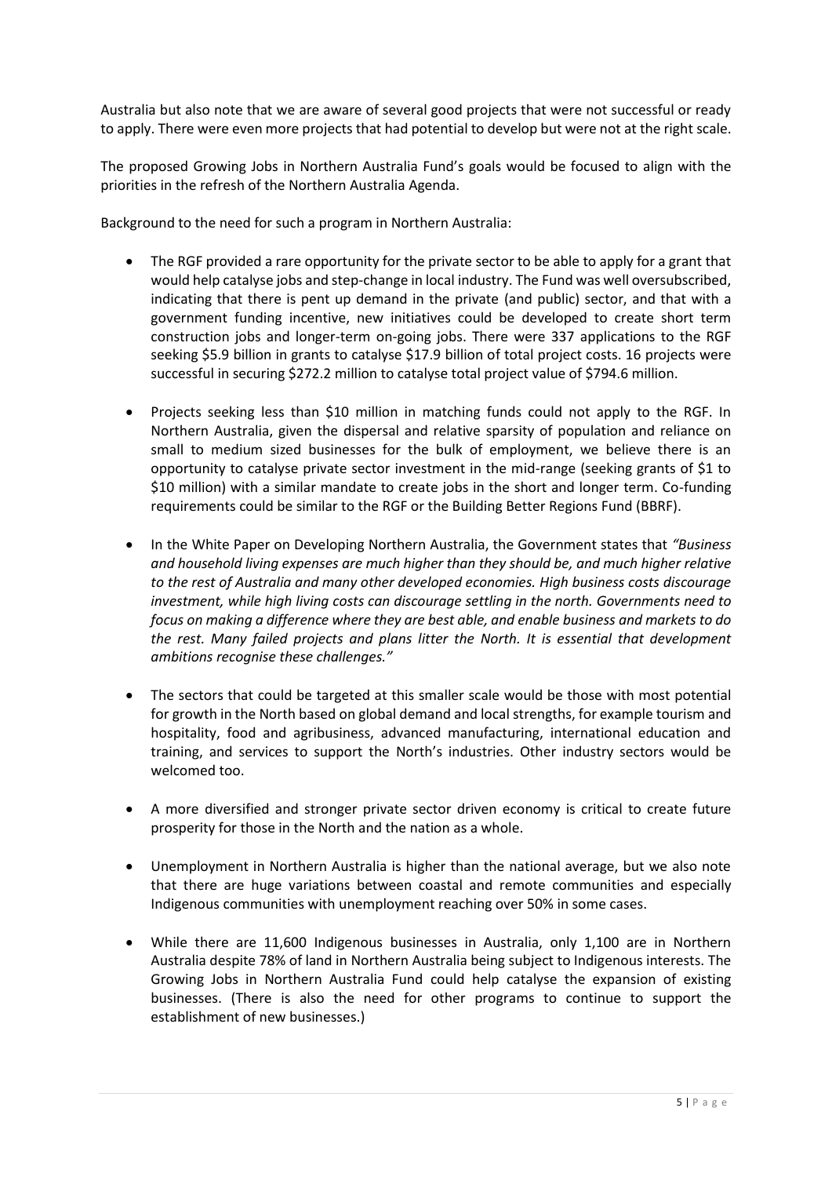Australia but also note that we are aware of several good projects that were not successful or ready to apply. There were even more projects that had potential to develop but were not at the right scale.

The proposed Growing Jobs in Northern Australia Fund's goals would be focused to align with the priorities in the refresh of the Northern Australia Agenda.

Background to the need for such a program in Northern Australia:

- The RGF provided a rare opportunity for the private sector to be able to apply for a grant that would help catalyse jobs and step-change in local industry. The Fund was well oversubscribed, indicating that there is pent up demand in the private (and public) sector, and that with a government funding incentive, new initiatives could be developed to create short term construction jobs and longer-term on-going jobs. There were 337 applications to the RGF seeking $5.9 billion in grants to catalyse $17.9 billion of total project costs. 16 projects were successful in securing $272.2 million to catalyse total project value of $794.6 million.

- Projects seeking less than $10 million in matching funds could not apply to the RGF. In Northern Australia, given the dispersal and relative sparsity of population and reliance on small to medium sized businesses for the bulk of employment, we believe there is an opportunity to catalyse private sector investment in the mid-range (seeking grants of $1 to $10 million) with a similar mandate to create jobs in the short and longer term. Co-funding requirements could be similar to the RGF or the Building Better Regions Fund (BBRF).

- In the White Paper on Developing Northern Australia, the Government states that *"Business and household living expenses are much higher than they should be, and much higher relative to the rest of Australia and many other developed economies. High business costs discourage investment, while high living costs can discourage settling in the north. Governments need to focus on making a difference where they are best able, and enable business and markets to do the rest. Many failed projects and plans litter the North. It is essential that development ambitions recognise these challenges."*

- The sectors that could be targeted at this smaller scale would be those with most potential for growth in the North based on global demand and local strengths, for example tourism and hospitality, food and agribusiness, advanced manufacturing, international education and training, and services to support the North's industries. Other industry sectors would be welcomed too.

- A more diversified and stronger private sector driven economy is critical to create future prosperity for those in the North and the nation as a whole.

- Unemployment in Northern Australia is higher than the national average, but we also note that there are huge variations between coastal and remote communities and especially Indigenous communities with unemployment reaching over 50% in some cases.

- While there are 11,600 Indigenous businesses in Australia, only 1,100 are in Northern Australia despite 78% of land in Northern Australia being subject to Indigenous interests. The Growing Jobs in Northern Australia Fund could help catalyse the expansion of existing businesses. (There is also the need for other programs to continue to support the establishment of new businesses.)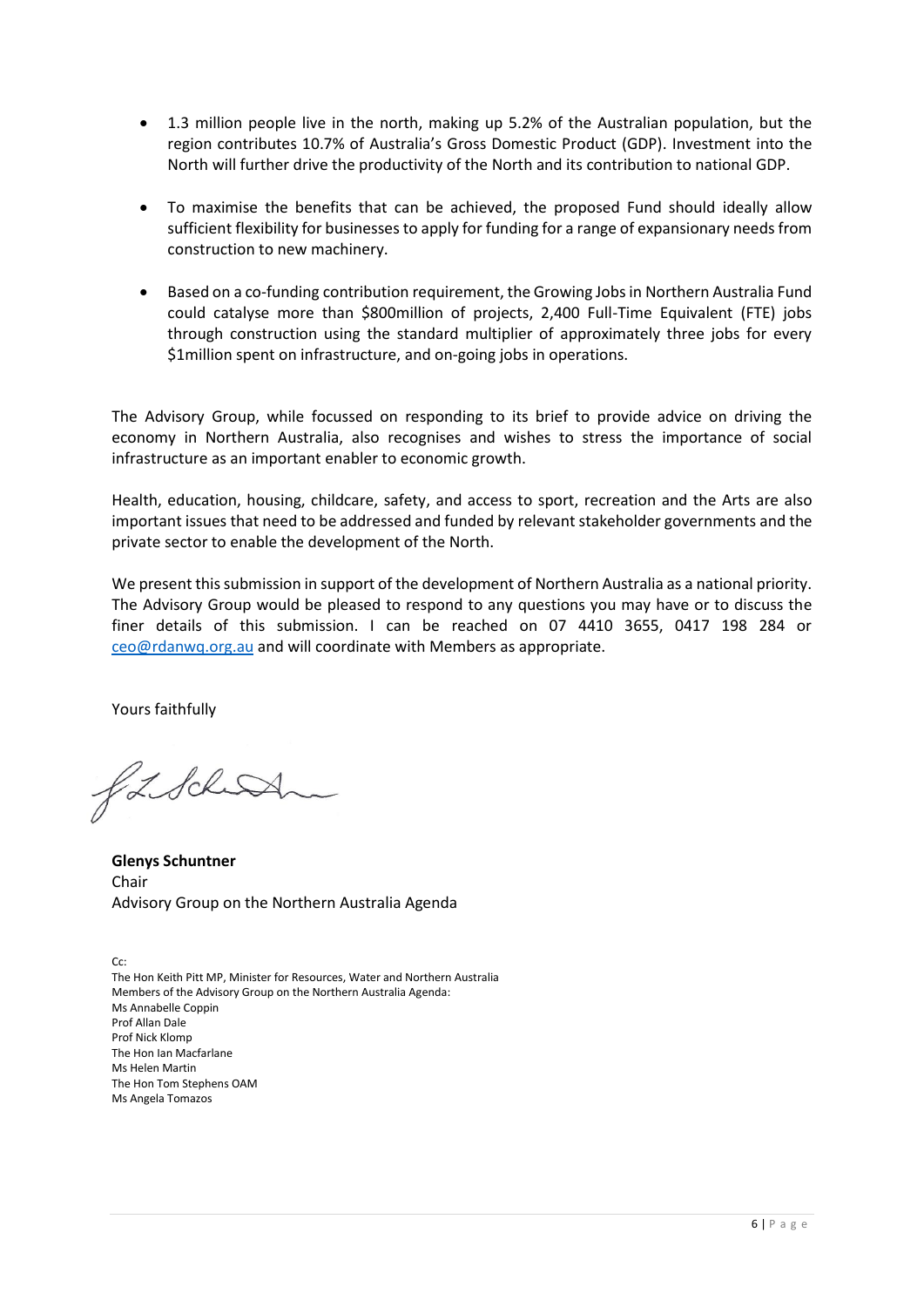- 1.3 million people live in the north, making up 5.2% of the Australian population, but the region contributes 10.7% of Australia's Gross Domestic Product (GDP). Investment into the North will further drive the productivity of the North and its contribution to national GDP.

- To maximise the benefits that can be achieved, the proposed Fund should ideally allow sufficient flexibility for businesses to apply for funding for a range of expansionary needs from construction to new machinery.

- Based on a co-funding contribution requirement, the Growing Jobs in Northern Australia Fund could catalyse more than \$800million of projects, 2,400 Full-Time Equivalent (FTE) jobs through construction using the standard multiplier of approximately three jobs for every \$1million spent on infrastructure, and on-going jobs in operations.

The Advisory Group, while focussed on responding to its brief to provide advice on driving the economy in Northern Australia, also recognises and wishes to stress the importance of social infrastructure as an important enabler to economic growth.

Health, education, housing, childcare, safety, and access to sport, recreation and the Arts are also important issues that need to be addressed and funded by relevant stakeholder governments and the private sector to enable the development of the North.

We present this submission in support of the development of Northern Australia as a national priority. The Advisory Group would be pleased to respond to any questions you may have or to discuss the finer details of this submission. I can be reached on 07 4410 3655, 0417 198 284 or [ceo@rdanwq.org.au](mailto:ceo@rdanwq.org.au) and will coordinate with Members as appropriate.

Yours faithfully

**Glenys Schuntner**
Chair
Advisory Group on the Northern Australia Agenda

Cc:
The Hon Keith Pitt MP, Minister for Resources, Water and Northern Australia
Members of the Advisory Group on the Northern Australia Agenda:
Ms Annabelle Coppin
Prof Allan Dale
Prof Nick Klomp
The Hon Ian Macfarlane
Ms Helen Martin
The Hon Tom Stephens OAM
Ms Angela Tomazos